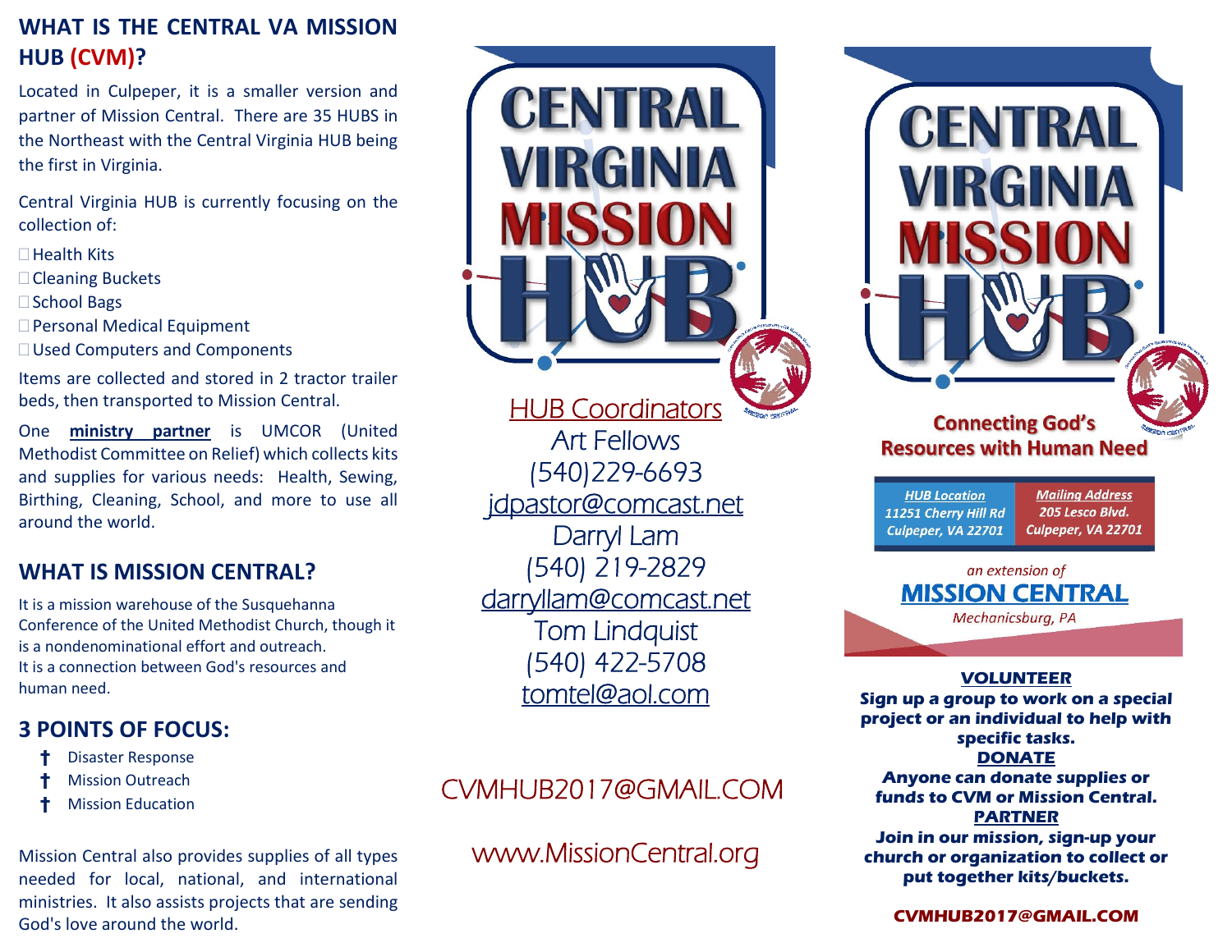## WHAT IS THE CENTRAL VA MISSION HUB (CVM)?

Located in Culpeper, it is a smaller version and partner of Mission Central. There are 35 HUBS in the Northeast with the Central Virginia HUB being the first in Virginia.

Central Virginia HUB is currently focusing on the collection of:

- Health Kits
- Cleaning Buckets
- School Bags
- Personal Medical Equipment
- Used Computers and Components

Items are collected and stored in 2 tractor trailer beds, then transported to Mission Central.

One **ministry partner** is UMCOR (United Methodist Committee on Relief) which collects kits and supplies for various needs: Health, Sewing, Birthing, Cleaning, School, and more to use all around the world.

## WHAT IS MISSION CENTRAL?

It is a mission warehouse of the Susquehanna Conference of the United Methodist Church, though it is a nondenominational effort and outreach.
It is a connection between God's resources and human need.

## 3 POINTS OF FOCUS:

- † Disaster Response
- † Mission Outreach
- † Mission Education

Mission Central also provides supplies of all types needed for local, national, and international ministries. It also assists projects that are sending God's love around the world.

# CENTRAL VIRGINIA MISSION HUB

HUB Coordinators

Art Fellows
(540)229-6693
jdpastor@comcast.net

Darryl Lam
(540) 219-2829
darryllam@comcast.net

Tom Lindquist
(540) 422-5708
tomtel@aol.com

CVMHUB2017@GMAIL.COM

www.MissionCentral.org

# CENTRAL VIRGINIA MISSION HUB

**Connecting God's Resources with Human Need**

| HUB Location | Mailing Address |
|---|---|
| 11251 Cherry Hill Rd<br>Culpeper, VA 22701 | 205 Lesco Blvd.<br>Culpeper, VA 22701 |

*an extension of*
**MISSION CENTRAL**
*Mechanicsburg, PA*

**VOLUNTEER**
**Sign up a group to work on a special project or an individual to help with specific tasks.**

**DONATE**
**Anyone can donate supplies or funds to CVM or Mission Central.**

**PARTNER**
**Join in our mission, sign-up your church or organization to collect or put together kits/buckets.**

**CVMHUB2017@GMAIL.COM**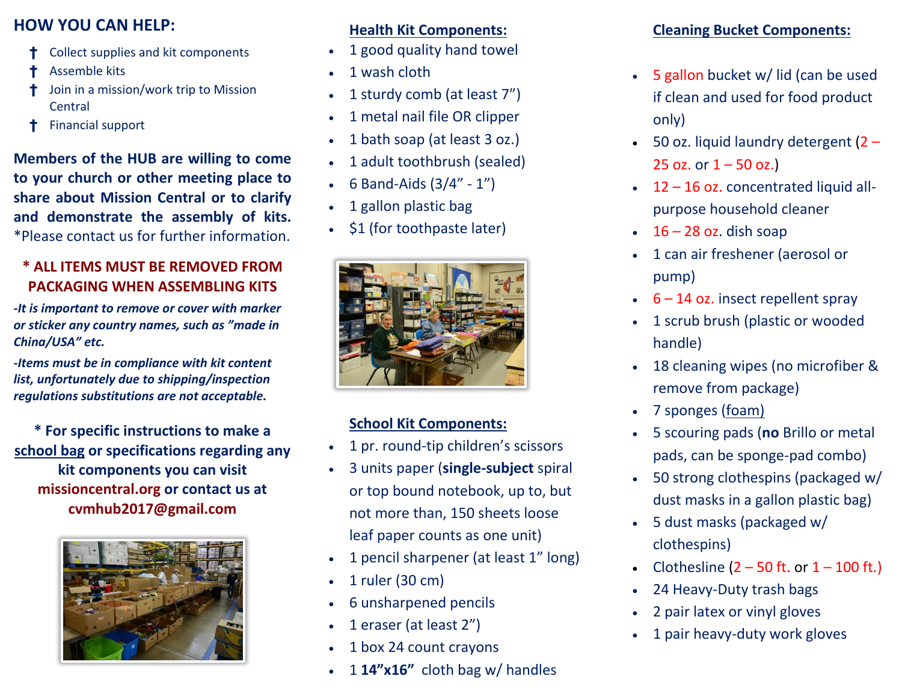## HOW YOU CAN HELP:

- Collect supplies and kit components
- Assemble kits
- Join in a mission/work trip to Mission Central
- Financial support

**Members of the HUB are willing to come to your church or other meeting place to share about Mission Central or to clarify and demonstrate the assembly of kits.** *Please contact us for further information.

**\* ALL ITEMS MUST BE REMOVED FROM PACKAGING WHEN ASSEMBLING KITS**

***-It is important to remove or cover with marker or sticker any country names, such as "made in China/USA" etc.***

***-Items must be in compliance with kit content list, unfortunately due to shipping/inspection regulations substitutions are not acceptable.***

**\* For specific instructions to make a school bag or specifications regarding any kit components you can visit missioncentral.org or contact us at cvmhub2017@gmail.com**

### Health Kit Components:

- 1 good quality hand towel
- 1 wash cloth
- 1 sturdy comb (at least 7")
- 1 metal nail file OR clipper
- 1 bath soap (at least 3 oz.)
- 1 adult toothbrush (sealed)
- 6 Band-Aids (3/4" - 1")
- 1 gallon plastic bag
- $1 (for toothpaste later)

### School Kit Components:

- 1 pr. round-tip children's scissors
- 3 units paper (**single-subject** spiral or top bound notebook, up to, but not more than, 150 sheets loose leaf paper counts as one unit)
- 1 pencil sharpener (at least 1" long)
- 1 ruler (30 cm)
- 6 unsharpened pencils
- 1 eraser (at least 2")
- 1 box 24 count crayons
- 1 **14"x16"** cloth bag w/ handles

### Cleaning Bucket Components:

- 5 gallon bucket w/ lid (can be used if clean and used for food product only)
- 50 oz. liquid laundry detergent (2 – 25 oz. or 1 – 50 oz.)
- 12 – 16 oz. concentrated liquid all-purpose household cleaner
- 16 – 28 oz. dish soap
- 1 can air freshener (aerosol or pump)
- 6 – 14 oz. insect repellent spray
- 1 scrub brush (plastic or wooded handle)
- 18 cleaning wipes (no microfiber & remove from package)
- 7 sponges (foam)
- 5 scouring pads (**no** Brillo or metal pads, can be sponge-pad combo)
- 50 strong clothespins (packaged w/ dust masks in a gallon plastic bag)
- 5 dust masks (packaged w/ clothespins)
- Clothesline (2 – 50 ft. or 1 – 100 ft.)
- 24 Heavy-Duty trash bags
- 2 pair latex or vinyl gloves
- 1 pair heavy-duty work gloves